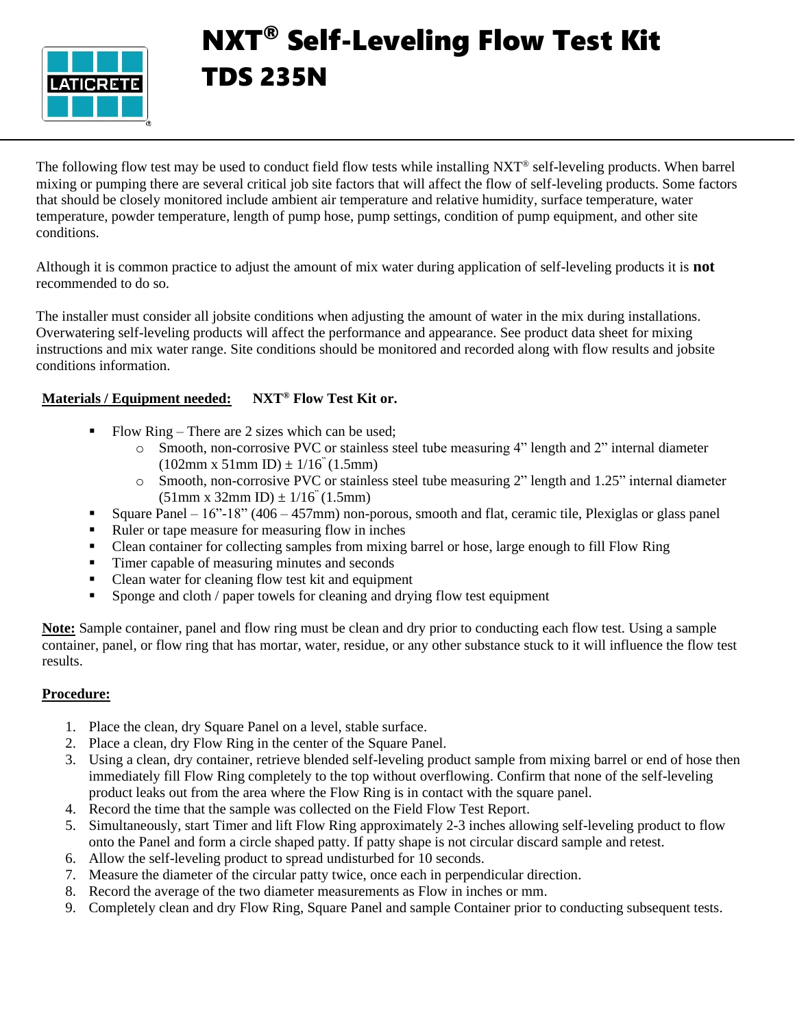# NXT® Self-Leveling Flow Test Kit

# TDS 235N

The following flow test may be used to conduct field flow tests while installing NXT® self-leveling products. When barrel mixing or pumping there are several critical job site factors that will affect the flow of self-leveling products. Some factors that should be closely monitored include ambient air temperature and relative humidity, surface temperature, water temperature, powder temperature, length of pump hose, pump settings, condition of pump equipment, and other site conditions.

Although it is common practice to adjust the amount of mix water during application of self-leveling products it is **not** recommended to do so.

The installer must consider all jobsite conditions when adjusting the amount of water in the mix during installations. Overwatering self-leveling products will affect the performance and appearance. See product data sheet for mixing instructions and mix water range. Site conditions should be monitored and recorded along with flow results and jobsite conditions information.

**Materials / Equipment needed:** **NXT® Flow Test Kit or.**

- Flow Ring – There are 2 sizes which can be used;
  - Smooth, non-corrosive PVC or stainless steel tube measuring 4" length and 2" internal diameter (102mm x 51mm ID) ± 1/16" (1.5mm)
  - Smooth, non-corrosive PVC or stainless steel tube measuring 2" length and 1.25" internal diameter (51mm x 32mm ID) ± 1/16" (1.5mm)
- Square Panel – 16"-18" (406 – 457mm) non-porous, smooth and flat, ceramic tile, Plexiglas or glass panel
- Ruler or tape measure for measuring flow in inches
- Clean container for collecting samples from mixing barrel or hose, large enough to fill Flow Ring
- Timer capable of measuring minutes and seconds
- Clean water for cleaning flow test kit and equipment
- Sponge and cloth / paper towels for cleaning and drying flow test equipment

**Note:** Sample container, panel and flow ring must be clean and dry prior to conducting each flow test. Using a sample container, panel, or flow ring that has mortar, water, residue, or any other substance stuck to it will influence the flow test results.

**Procedure:**

1. Place the clean, dry Square Panel on a level, stable surface.
2. Place a clean, dry Flow Ring in the center of the Square Panel.
3. Using a clean, dry container, retrieve blended self-leveling product sample from mixing barrel or end of hose then immediately fill Flow Ring completely to the top without overflowing. Confirm that none of the self-leveling product leaks out from the area where the Flow Ring is in contact with the square panel.
4. Record the time that the sample was collected on the Field Flow Test Report.
5. Simultaneously, start Timer and lift Flow Ring approximately 2-3 inches allowing self-leveling product to flow onto the Panel and form a circle shaped patty. If patty shape is not circular discard sample and retest.
6. Allow the self-leveling product to spread undisturbed for 10 seconds.
7. Measure the diameter of the circular patty twice, once each in perpendicular direction.
8. Record the average of the two diameter measurements as Flow in inches or mm.
9. Completely clean and dry Flow Ring, Square Panel and sample Container prior to conducting subsequent tests.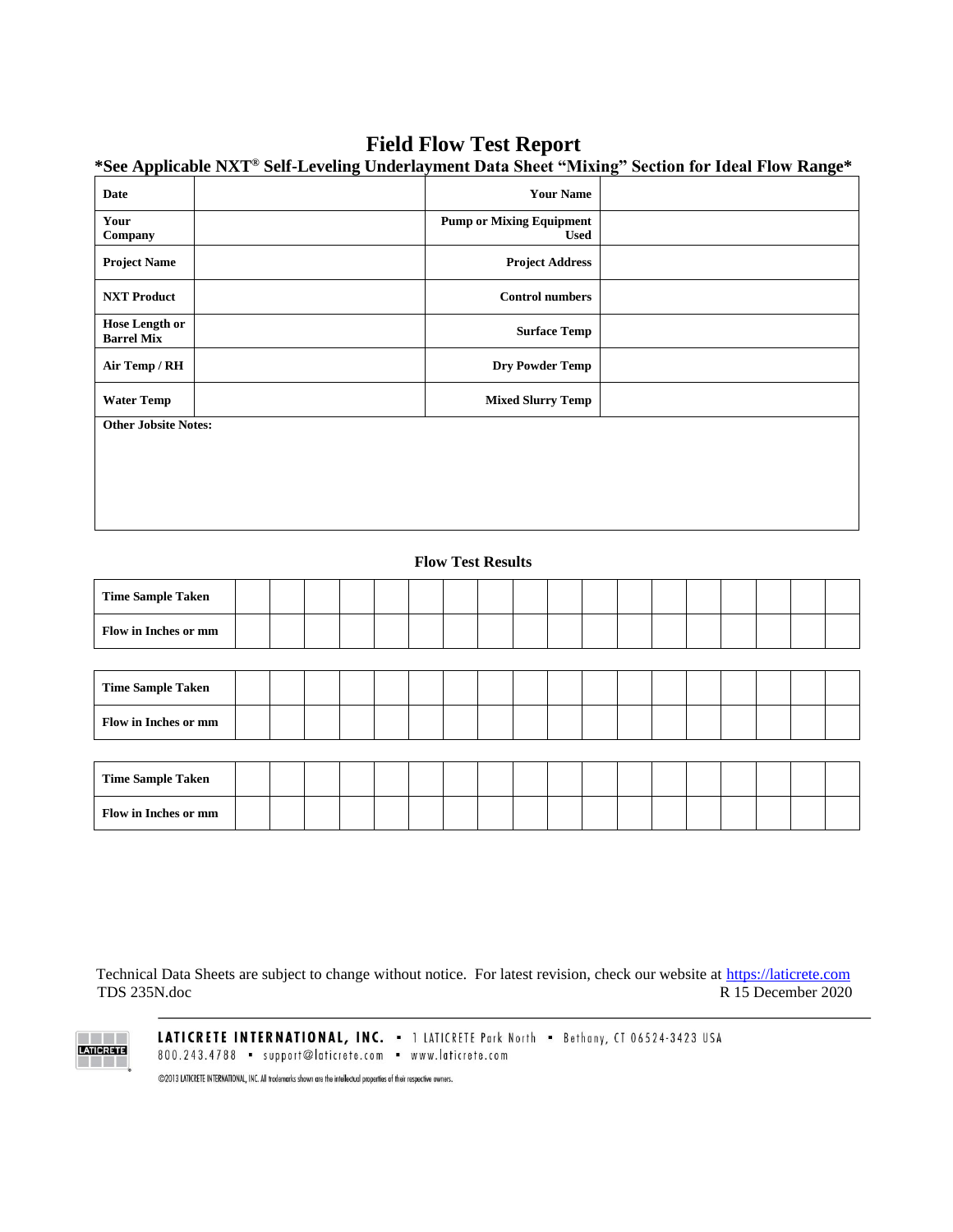# Field Flow Test Report

**\*See Applicable NXT® Self-Leveling Underlayment Data Sheet "Mixing" Section for Ideal Flow Range\***

| | | | |
|---|---|---|---|
| **Date** | | **Your Name** | |
| **Your Company** | | **Pump or Mixing Equipment Used** | |
| **Project Name** | | **Project Address** | |
| **NXT Product** | | **Control numbers** | |
| **Hose Length or Barrel Mix** | | **Surface Temp** | |
| **Air Temp / RH** | | **Dry Powder Temp** | |
| **Water Temp** | | **Mixed Slurry Temp** | |
| **Other Jobsite Notes:** | | | |

## Flow Test Results

| | | | | | | | | | | | | | | | | | |
|---|---|---|---|---|---|---|---|---|---|---|---|---|---|---|---|---|---|
| **Time Sample Taken** | | | | | | | | | | | | | | | | | |
| **Flow in Inches or mm** | | | | | | | | | | | | | | | | | |

| | | | | | | | | | | | | | | | | | |
|---|---|---|---|---|---|---|---|---|---|---|---|---|---|---|---|---|---|
| **Time Sample Taken** | | | | | | | | | | | | | | | | | |
| **Flow in Inches or mm** | | | | | | | | | | | | | | | | | |

| | | | | | | | | | | | | | | | | | |
|---|---|---|---|---|---|---|---|---|---|---|---|---|---|---|---|---|---|
| **Time Sample Taken** | | | | | | | | | | | | | | | | | |
| **Flow in Inches or mm** | | | | | | | | | | | | | | | | | |

Technical Data Sheets are subject to change without notice. For latest revision, check our website at https://laticrete.com

TDS 235N.doc

R 15 December 2020

**LATICRETE INTERNATIONAL, INC.** ▪ 1 LATICRETE Park North ▪ Bethany, CT 06524-3423 USA

800.243.4788 ▪ support@laticrete.com ▪ www.laticrete.com

©2013 LATICRETE INTERNATIONAL, INC. All trademarks shown are the intellectual properties of their respective owners.